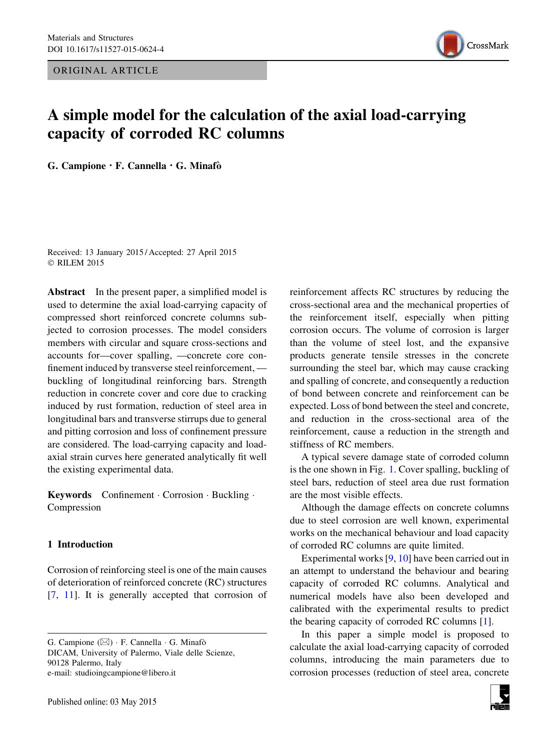ORIGINAL ARTICLE

# A simple model for the calculation of the axial load-carrying capacity of corroded RC columns

**G. Campione · F. Cannella · G. Minafò**

Received: 13 January 2015 / Accepted: 27 April 2015
© RILEM 2015

**Abstract** In the present paper, a simplified model is used to determine the axial load-carrying capacity of compressed short reinforced concrete columns subjected to corrosion processes. The model considers members with circular and square cross-sections and accounts for—cover spalling, —concrete core confinement induced by transverse steel reinforcement, —buckling of longitudinal reinforcing bars. Strength reduction in concrete cover and core due to cracking induced by rust formation, reduction of steel area in longitudinal bars and transverse stirrups due to general and pitting corrosion and loss of confinement pressure are considered. The load-carrying capacity and load-axial strain curves here generated analytically fit well the existing experimental data.

**Keywords** Confinement · Corrosion · Buckling · Compression

## 1 Introduction

Corrosion of reinforcing steel is one of the main causes of deterioration of reinforced concrete (RC) structures [7, 11]. It is generally accepted that corrosion of reinforcement affects RC structures by reducing the cross-sectional area and the mechanical properties of the reinforcement itself, especially when pitting corrosion occurs. The volume of corrosion is larger than the volume of steel lost, and the expansive products generate tensile stresses in the concrete surrounding the steel bar, which may cause cracking and spalling of concrete, and consequently a reduction of bond between concrete and reinforcement can be expected. Loss of bond between the steel and concrete, and reduction in the cross-sectional area of the reinforcement, cause a reduction in the strength and stiffness of RC members.

A typical severe damage state of corroded column is the one shown in Fig. 1. Cover spalling, buckling of steel bars, reduction of steel area due rust formation are the most visible effects.

Although the damage effects on concrete columns due to steel corrosion are well known, experimental works on the mechanical behaviour and load capacity of corroded RC columns are quite limited.

Experimental works [9, 10] have been carried out in an attempt to understand the behaviour and bearing capacity of corroded RC columns. Analytical and numerical models have also been developed and calibrated with the experimental results to predict the bearing capacity of corroded RC columns [1].

In this paper a simple model is proposed to calculate the axial load-carrying capacity of corroded columns, introducing the main parameters due to corrosion processes (reduction of steel area, concrete

G. Campione (✉) · F. Cannella · G. Minafò
DICAM, University of Palermo, Viale delle Scienze, 90128 Palermo, Italy
e-mail: studioingcampione@libero.it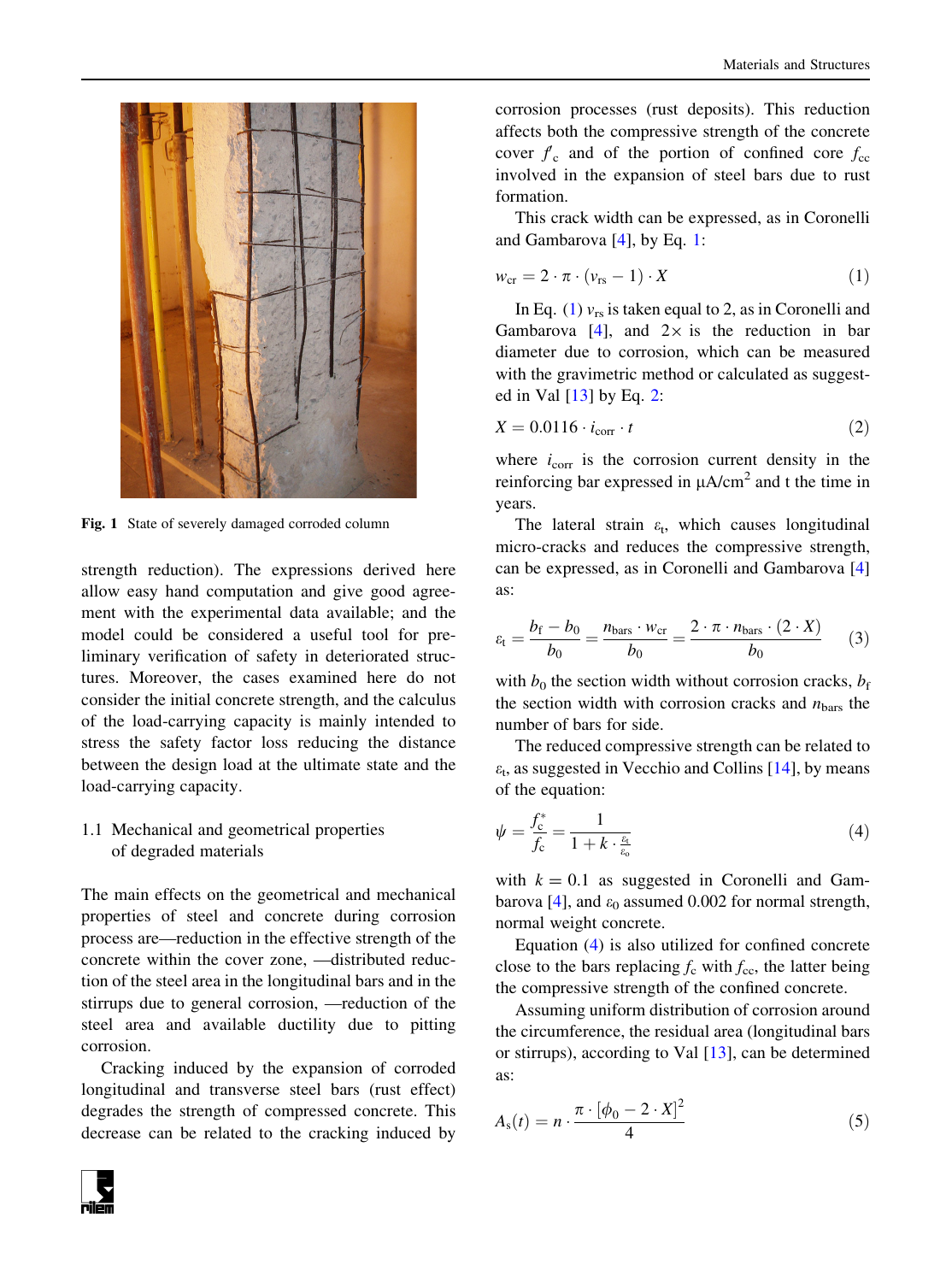Fig. 1 State of severely damaged corroded column

strength reduction). The expressions derived here allow easy hand computation and give good agreement with the experimental data available; and the model could be considered a useful tool for preliminary verification of safety in deteriorated structures. Moreover, the cases examined here do not consider the initial concrete strength, and the calculus of the load-carrying capacity is mainly intended to stress the safety factor loss reducing the distance between the design load at the ultimate state and the load-carrying capacity.

### 1.1 Mechanical and geometrical properties of degraded materials

The main effects on the geometrical and mechanical properties of steel and concrete during corrosion process are—reduction in the effective strength of the concrete within the cover zone, —distributed reduction of the steel area in the longitudinal bars and in the stirrups due to general corrosion, —reduction of the steel area and available ductility due to pitting corrosion.

Cracking induced by the expansion of corroded longitudinal and transverse steel bars (rust effect) degrades the strength of compressed concrete. This decrease can be related to the cracking induced by corrosion processes (rust deposits). This reduction affects both the compressive strength of the concrete cover $f_c$ and of the portion of confined core $f_{cc}$ involved in the expansion of steel bars due to rust formation.

This crack width can be expressed, as in Coronelli and Gambarova [4], by Eq. 1:

$$w_{cr} = 2 \cdot \pi \cdot (v_{rs} - 1) \cdot X \tag{1}$$

In Eq. (1) $v_{rs}$ is taken equal to 2, as in Coronelli and Gambarova [4], and $2\times$ is the reduction in bar diameter due to corrosion, which can be measured with the gravimetric method or calculated as suggested in Val [13] by Eq. 2:

$$X = 0.0116 \cdot i_{corr} \cdot t \tag{2}$$

where $i_{corr}$ is the corrosion current density in the reinforcing bar expressed in $\mu A/cm^2$ and t the time in years.

The lateral strain $\varepsilon_t$, which causes longitudinal micro-cracks and reduces the compressive strength, can be expressed, as in Coronelli and Gambarova [4] as:

$$\varepsilon_t = \frac{b_f - b_0}{b_0} = \frac{n_{bars} \cdot w_{cr}}{b_0} = \frac{2 \cdot \pi \cdot n_{bars} \cdot (2 \cdot X)}{b_0} \tag{3}$$

with $b_0$ the section width without corrosion cracks, $b_f$ the section width with corrosion cracks and $n_{bars}$ the number of bars for side.

The reduced compressive strength can be related to $\varepsilon_t$, as suggested in Vecchio and Collins [14], by means of the equation:

$$\psi = \frac{f_c^*}{f_c} = \frac{1}{1 + k \cdot \frac{\varepsilon_t}{\varepsilon_o}} \tag{4}$$

with $k = 0.1$ as suggested in Coronelli and Gambarova [4], and $\varepsilon_0$ assumed 0.002 for normal strength, normal weight concrete.

Equation (4) is also utilized for confined concrete close to the bars replacing $f_c$ with $f_{cc}$, the latter being the compressive strength of the confined concrete.

Assuming uniform distribution of corrosion around the circumference, the residual area (longitudinal bars or stirrups), according to Val [13], can be determined as:

$$A_s(t) = n \cdot \frac{\pi \cdot [\phi_0 - 2 \cdot X]^2}{4} \tag{5}$$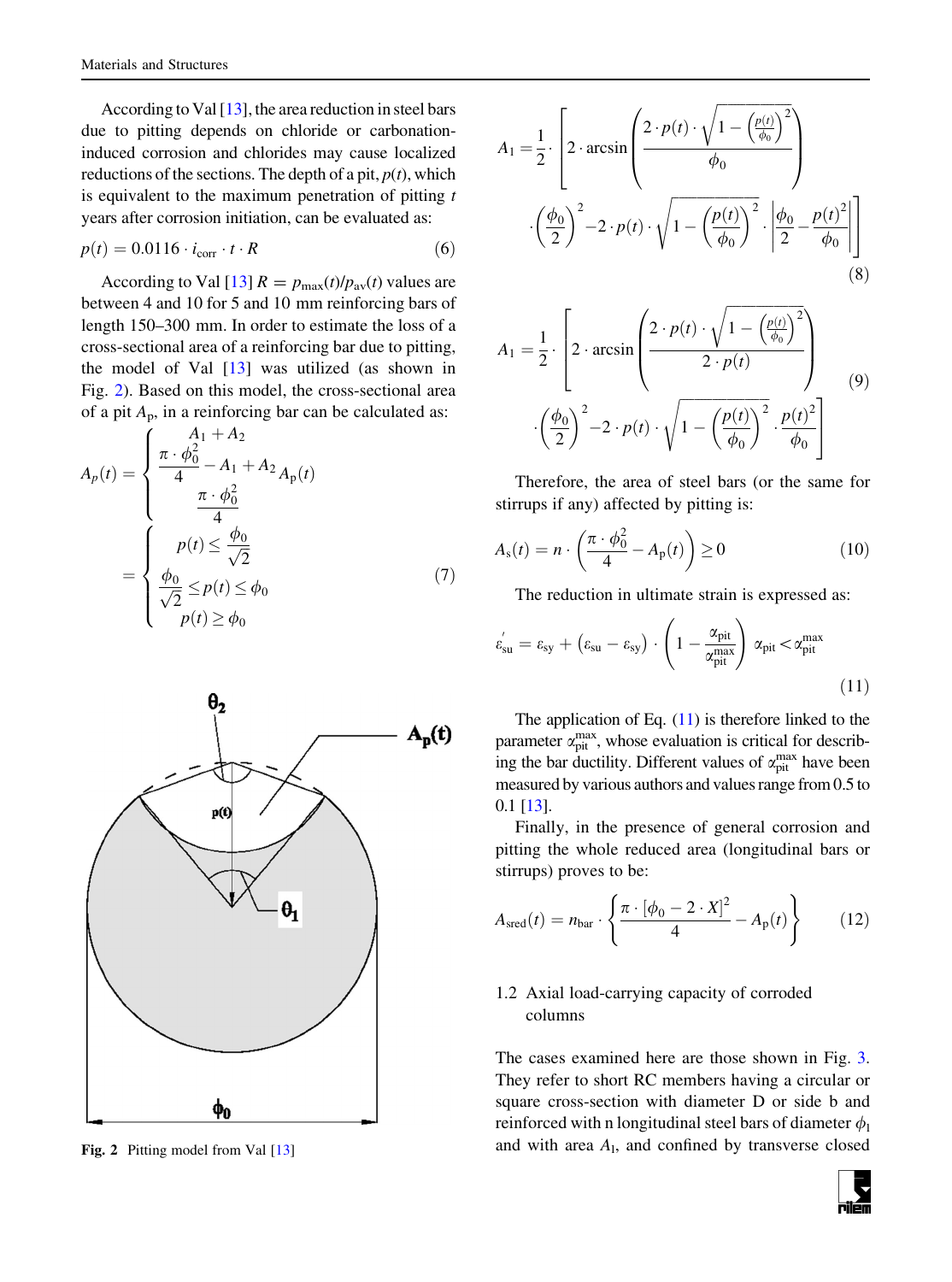According to Val [13], the area reduction in steel bars due to pitting depends on chloride or carbonation-induced corrosion and chlorides may cause localized reductions of the sections. The depth of a pit, $p(t)$, which is equivalent to the maximum penetration of pitting $t$ years after corrosion initiation, can be evaluated as:

$$p(t) = 0.0116 \cdot i_{\mathrm{corr}} \cdot t \cdot R \tag{6}$$

According to Val [13] $R = p_{\max}(t)/p_{\mathrm{av}}(t)$ values are between 4 and 10 for 5 and 10 mm reinforcing bars of length 150–300 mm. In order to estimate the loss of a cross-sectional area of a reinforcing bar due to pitting, the model of Val [13] was utilized (as shown in Fig. 2). Based on this model, the cross-sectional area of a pit $A_{\mathrm{p}}$, in a reinforcing bar can be calculated as:

$$A_p(t) = \begin{cases} A_1 + A_2 \\ \dfrac{\pi \cdot \phi_0^2}{4} - A_1 + A_2 \, A_{\mathrm{p}}(t) \\ \dfrac{\pi \cdot \phi_0^2}{4} \end{cases} = \begin{cases} p(t) \leq \dfrac{\phi_0}{\sqrt{2}} \\ \dfrac{\phi_0}{\sqrt{2}} \leq p(t) \leq \phi_0 \\ p(t) \geq \phi_0 \end{cases} \tag{7}$$

Fig. 2 Pitting model from Val [13]

$$A_1 = \frac{1}{2} \cdot \left[ 2 \cdot \arcsin\left( \frac{2 \cdot p(t) \cdot \sqrt{1 - \left(\frac{p(t)}{\phi_0}\right)^2}}{\phi_0} \right) \cdot \left(\frac{\phi_0}{2}\right)^2 - 2 \cdot p(t) \cdot \sqrt{1 - \left(\frac{p(t)}{\phi_0}\right)^2} \cdot \left| \frac{\phi_0}{2} - \frac{p(t)^2}{\phi_0} \right| \right] \tag{8}$$

$$A_1 = \frac{1}{2} \cdot \left[ 2 \cdot \arcsin\left( \frac{2 \cdot p(t) \cdot \sqrt{1 - \left(\frac{p(t)}{\phi_0}\right)^2}}{2 \cdot p(t)} \right) \cdot \left(\frac{\phi_0}{2}\right)^2 - 2 \cdot p(t) \cdot \sqrt{1 - \left(\frac{p(t)}{\phi_0}\right)^2} \cdot \frac{p(t)^2}{\phi_0} \right] \tag{9}$$

Therefore, the area of steel bars (or the same for stirrups if any) affected by pitting is:

$$A_{\mathrm{s}}(t) = n \cdot \left( \frac{\pi \cdot \phi_0^2}{4} - A_{\mathrm{p}}(t) \right) \geq 0 \tag{10}$$

The reduction in ultimate strain is expressed as:

$$\varepsilon_{\mathrm{su}}^{'} = \varepsilon_{\mathrm{sy}} + \left(\varepsilon_{\mathrm{su}} - \varepsilon_{\mathrm{sy}}\right) \cdot \left(1 - \frac{\alpha_{\mathrm{pit}}}{\alpha_{\mathrm{pit}}^{\max}}\right) \quad \alpha_{\mathrm{pit}} < \alpha_{\mathrm{pit}}^{\max} \tag{11}$$

The application of Eq. (11) is therefore linked to the parameter $\alpha_{\mathrm{pit}}^{\max}$, whose evaluation is critical for describing the bar ductility. Different values of $\alpha_{\mathrm{pit}}^{\max}$ have been measured by various authors and values range from 0.5 to 0.1 [13].

Finally, in the presence of general corrosion and pitting the whole reduced area (longitudinal bars or stirrups) proves to be:

$$A_{\mathrm{sred}}(t) = n_{\mathrm{bar}} \cdot \left\{ \frac{\pi \cdot [\phi_0 - 2 \cdot X]^2}{4} - A_{\mathrm{p}}(t) \right\} \tag{12}$$

## 1.2 Axial load-carrying capacity of corroded columns

The cases examined here are those shown in Fig. 3. They refer to short RC members having a circular or square cross-section with diameter D or side b and reinforced with n longitudinal steel bars of diameter $\phi_1$ and with area $A_1$, and confined by transverse closed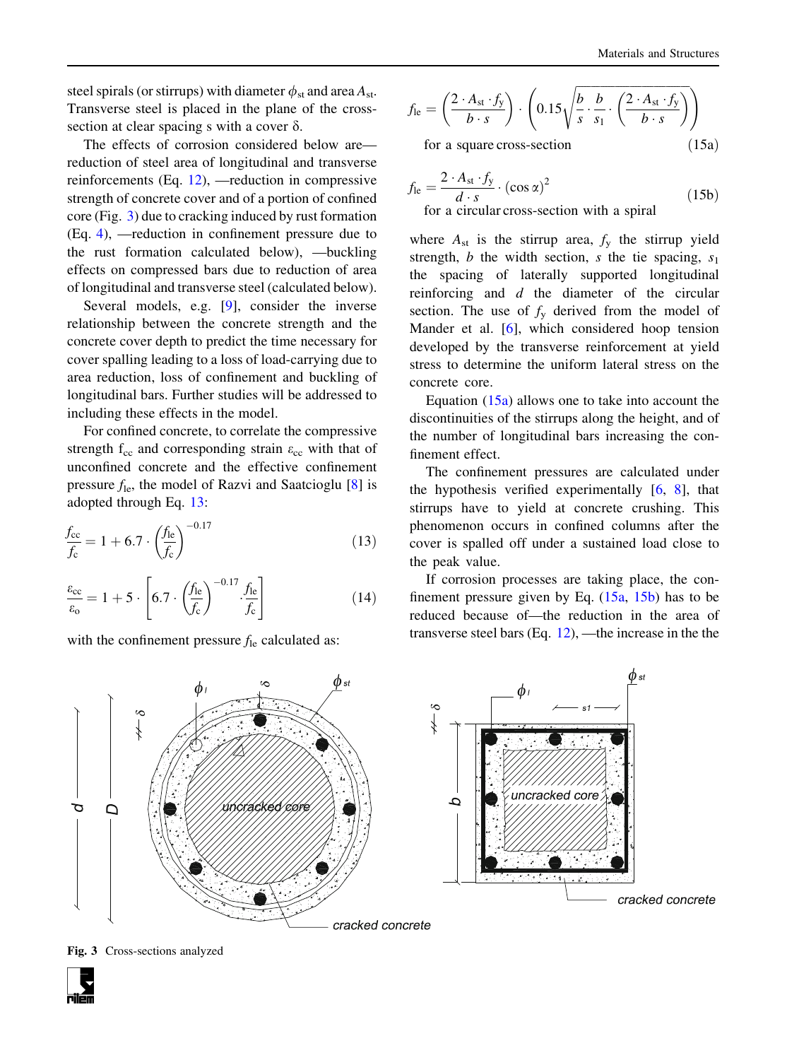steel spirals (or stirrups) with diameter $\phi_{st}$ and area $A_{st}$. Transverse steel is placed in the plane of the cross-section at clear spacing s with a cover δ.

The effects of corrosion considered below are—reduction of steel area of longitudinal and transverse reinforcements (Eq. 12), —reduction in compressive strength of concrete cover and of a portion of confined core (Fig. 3) due to cracking induced by rust formation (Eq. 4), —reduction in confinement pressure due to the rust formation calculated below), —buckling effects on compressed bars due to reduction of area of longitudinal and transverse steel (calculated below).

Several models, e.g. [9], consider the inverse relationship between the concrete strength and the concrete cover depth to predict the time necessary for cover spalling leading to a loss of load-carrying due to area reduction, loss of confinement and buckling of longitudinal bars. Further studies will be addressed to including these effects in the model.

For confined concrete, to correlate the compressive strength $f_{cc}$ and corresponding strain $\varepsilon_{cc}$ with that of unconfined concrete and the effective confinement pressure $f_{le}$, the model of Razvi and Saatcioglu [8] is adopted through Eq. 13:

$$\frac{f_{cc}}{f_c} = 1 + 6.7 \cdot \left(\frac{f_{le}}{f_c}\right)^{-0.17} \tag{13}$$

$$\frac{\varepsilon_{cc}}{\varepsilon_o} = 1 + 5 \cdot \left[6.7 \cdot \left(\frac{f_{le}}{f_c}\right)^{-0.17} \cdot \frac{f_{le}}{f_c}\right] \tag{14}$$

with the confinement pressure $f_{le}$ calculated as:

$$f_{le} = \left(\frac{2 \cdot A_{st} \cdot f_y}{b \cdot s}\right) \cdot \left(0.15\sqrt{\frac{b}{s} \cdot \frac{b}{s_1} \cdot \left(\frac{2 \cdot A_{st} \cdot f_y}{b \cdot s}\right)}\right)$$

for a square cross-section (15a)

$$f_{le} = \frac{2 \cdot A_{st} \cdot f_y}{d \cdot s} \cdot (\cos \alpha)^2 \tag{15b}$$

for a circular cross-section with a spiral

where $A_{st}$ is the stirrup area, $f_y$ the stirrup yield strength, $b$ the width section, $s$ the tie spacing, $s_1$ the spacing of laterally supported longitudinal reinforcing and $d$ the diameter of the circular section. The use of $f_y$ derived from the model of Mander et al. [6], which considered hoop tension developed by the transverse reinforcement at yield stress to determine the uniform lateral stress on the concrete core.

Equation (15a) allows one to take into account the discontinuities of the stirrups along the height, and of the number of longitudinal bars increasing the confinement effect.

The confinement pressures are calculated under the hypothesis verified experimentally [6, 8], that stirrups have to yield at concrete crushing. This phenomenon occurs in confined columns after the cover is spalled off under a sustained load close to the peak value.

If corrosion processes are taking place, the confinement pressure given by Eq. (15a, 15b) has to be reduced because of—the reduction in the area of transverse steel bars (Eq. 12), —the increase in the the

Fig. 3 Cross-sections analyzed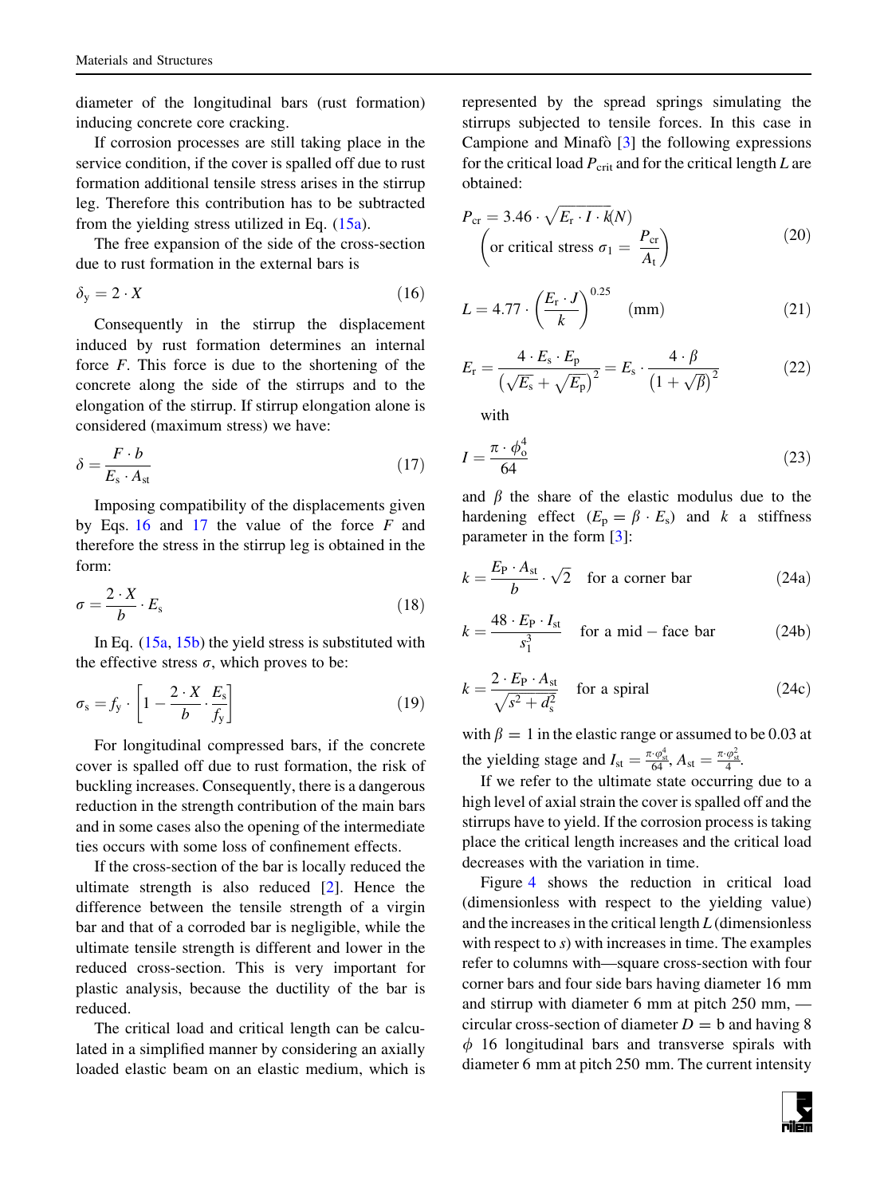diameter of the longitudinal bars (rust formation) inducing concrete core cracking.

If corrosion processes are still taking place in the service condition, if the cover is spalled off due to rust formation additional tensile stress arises in the stirrup leg. Therefore this contribution has to be subtracted from the yielding stress utilized in Eq. (15a).

The free expansion of the side of the cross-section due to rust formation in the external bars is

$$\delta_y = 2 \cdot X \tag{16}$$

Consequently in the stirrup the displacement induced by rust formation determines an internal force $F$. This force is due to the shortening of the concrete along the side of the stirrups and to the elongation of the stirrup. If stirrup elongation alone is considered (maximum stress) we have:

$$\delta = \frac{F \cdot b}{E_s \cdot A_{st}} \tag{17}$$

Imposing compatibility of the displacements given by Eqs. 16 and 17 the value of the force $F$ and therefore the stress in the stirrup leg is obtained in the form:

$$\sigma = \frac{2 \cdot X}{b} \cdot E_s \tag{18}$$

In Eq. (15a, 15b) the yield stress is substituted with the effective stress $\sigma$, which proves to be:

$$\sigma_s = f_y \cdot \left[1 - \frac{2 \cdot X}{b} \cdot \frac{E_s}{f_y}\right] \tag{19}$$

For longitudinal compressed bars, if the concrete cover is spalled off due to rust formation, the risk of buckling increases. Consequently, there is a dangerous reduction in the strength contribution of the main bars and in some cases also the opening of the intermediate ties occurs with some loss of confinement effects.

If the cross-section of the bar is locally reduced the ultimate strength is also reduced [2]. Hence the difference between the tensile strength of a virgin bar and that of a corroded bar is negligible, while the ultimate tensile strength is different and lower in the reduced cross-section. This is very important for plastic analysis, because the ductility of the bar is reduced.

The critical load and critical length can be calculated in a simplified manner by considering an axially loaded elastic beam on an elastic medium, which is represented by the spread springs simulating the stirrups subjected to tensile forces. In this case in Campione and Minafò [3] the following expressions for the critical load $P_{crit}$ and for the critical length $L$ are obtained:

$$P_{cr} = 3.46 \cdot \sqrt{E_r \cdot I \cdot k}(N) \quad \left(\text{or critical stress } \sigma_1 = \frac{P_{cr}}{A_t}\right) \tag{20}$$

$$L = 4.77 \cdot \left(\frac{E_r \cdot J}{k}\right)^{0.25} \quad (\text{mm}) \tag{21}$$

$$E_r = \frac{4 \cdot E_s \cdot E_p}{\left(\sqrt{E_s} + \sqrt{E_p}\right)^2} = E_s \cdot \frac{4 \cdot \beta}{\left(1 + \sqrt{\beta}\right)^2} \tag{22}$$

with

$$I = \frac{\pi \cdot \phi_o^4}{64} \tag{23}$$

and $\beta$ the share of the elastic modulus due to the hardening effect ($E_p = \beta \cdot E_s$) and $k$ a stiffness parameter in the form [3]:

$$k = \frac{E_P \cdot A_{st}}{b} \cdot \sqrt{2} \quad \text{for a corner bar} \tag{24a}$$

$$k = \frac{48 \cdot E_P \cdot I_{st}}{s_1^3} \quad \text{for a mid-face bar} \tag{24b}$$

$$k = \frac{2 \cdot E_P \cdot A_{st}}{\sqrt{s^2 + d_s^2}} \quad \text{for a spiral} \tag{24c}$$

with $\beta = 1$ in the elastic range or assumed to be 0.03 at the yielding stage and $I_{st} = \frac{\pi \cdot \varphi_{st}^4}{64}$, $A_{st} = \frac{\pi \cdot \varphi_{st}^2}{4}$.

If we refer to the ultimate state occurring due to a high level of axial strain the cover is spalled off and the stirrups have to yield. If the corrosion process is taking place the critical length increases and the critical load decreases with the variation in time.

Figure 4 shows the reduction in critical load (dimensionless with respect to the yielding value) and the increases in the critical length $L$ (dimensionless with respect to $s$) with increases in time. The examples refer to columns with—square cross-section with four corner bars and four side bars having diameter 16 mm and stirrup with diameter 6 mm at pitch 250 mm, —circular cross-section of diameter $D = b$ and having 8 $\phi$ 16 longitudinal bars and transverse spirals with diameter 6 mm at pitch 250 mm. The current intensity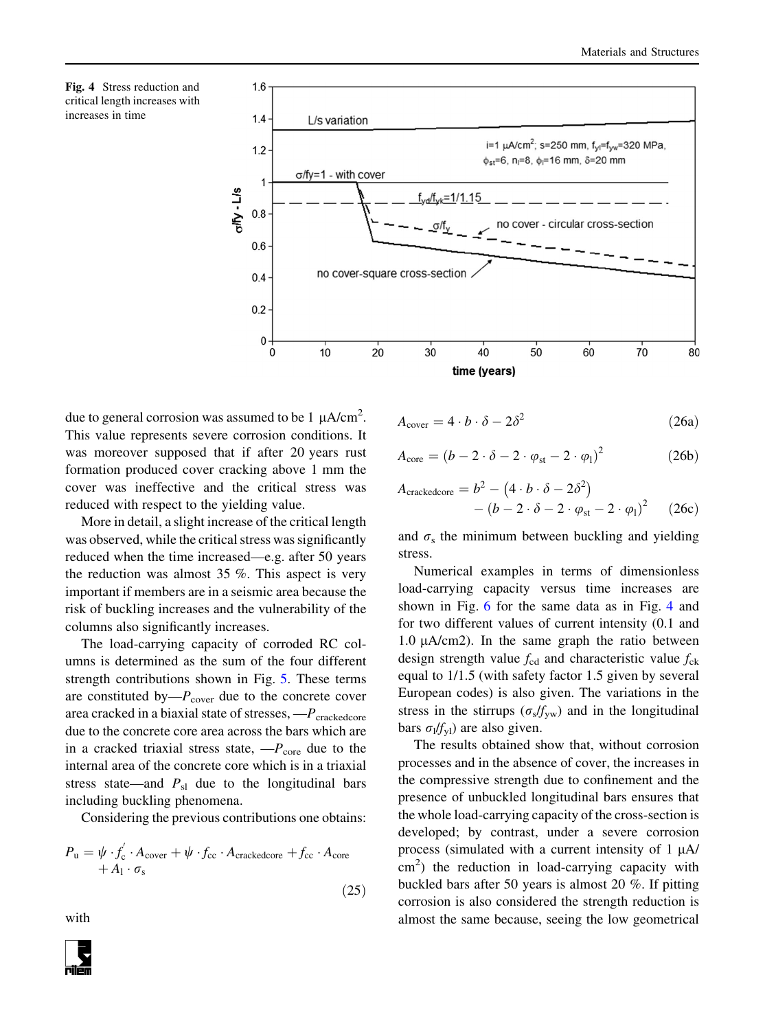Fig. 4 Stress reduction and critical length increases with increases in time

due to general corrosion was assumed to be 1 μA/cm$^2$. This value represents severe corrosion conditions. It was moreover supposed that if after 20 years rust formation produced cover cracking above 1 mm the cover was ineffective and the critical stress was reduced with respect to the yielding value.

More in detail, a slight increase of the critical length was observed, while the critical stress was significantly reduced when the time increased—e.g. after 50 years the reduction was almost 35 %. This aspect is very important if members are in a seismic area because the risk of buckling increases and the vulnerability of the columns also significantly increases.

The load-carrying capacity of corroded RC columns is determined as the sum of the four different strength contributions shown in Fig. 5. These terms are constituted by—$P_{\text{cover}}$ due to the concrete cover area cracked in a biaxial state of stresses, —$P_{\text{crackedcore}}$ due to the concrete core area across the bars which are in a cracked triaxial stress state, —$P_{\text{core}}$ due to the internal area of the concrete core which is in a triaxial stress state—and $P_{\text{sl}}$ due to the longitudinal bars including buckling phenomena.

Considering the previous contributions one obtains:

$$P_{\text{u}} = \psi \cdot f_{\text{c}}' \cdot A_{\text{cover}} + \psi \cdot f_{\text{cc}} \cdot A_{\text{crackedcore}} + f_{\text{cc}} \cdot A_{\text{core}} + A_{\text{l}} \cdot \sigma_{\text{s}} \tag{25}$$

with

$$A_{\text{cover}} = 4 \cdot b \cdot \delta - 2\delta^2 \tag{26a}$$

$$A_{\text{core}} = (b - 2 \cdot \delta - 2 \cdot \varphi_{\text{st}} - 2 \cdot \varphi_{\text{l}})^2 \tag{26b}$$

$$A_{\text{crackedcore}} = b^2 - \left(4 \cdot b \cdot \delta - 2\delta^2\right) - (b - 2 \cdot \delta - 2 \cdot \varphi_{\text{st}} - 2 \cdot \varphi_{\text{l}})^2 \tag{26c}$$

and $\sigma_{\text{s}}$ the minimum between buckling and yielding stress.

Numerical examples in terms of dimensionless load-carrying capacity versus time increases are shown in Fig. 6 for the same data as in Fig. 4 and for two different values of current intensity (0.1 and 1.0 μA/cm2). In the same graph the ratio between design strength value $f_{\text{cd}}$ and characteristic value $f_{\text{ck}}$ equal to 1/1.5 (with safety factor 1.5 given by several European codes) is also given. The variations in the stress in the stirrups ($\sigma_{\text{s}}/f_{\text{yw}}$) and in the longitudinal bars $\sigma_{\text{l}}/f_{\text{yl}}$) are also given.

The results obtained show that, without corrosion processes and in the absence of cover, the increases in the compressive strength due to confinement and the presence of unbuckled longitudinal bars ensures that the whole load-carrying capacity of the cross-section is developed; by contrast, under a severe corrosion process (simulated with a current intensity of 1 μA/cm$^2$) the reduction in load-carrying capacity with buckled bars after 50 years is almost 20 %. If pitting corrosion is also considered the strength reduction is almost the same because, seeing the low geometrical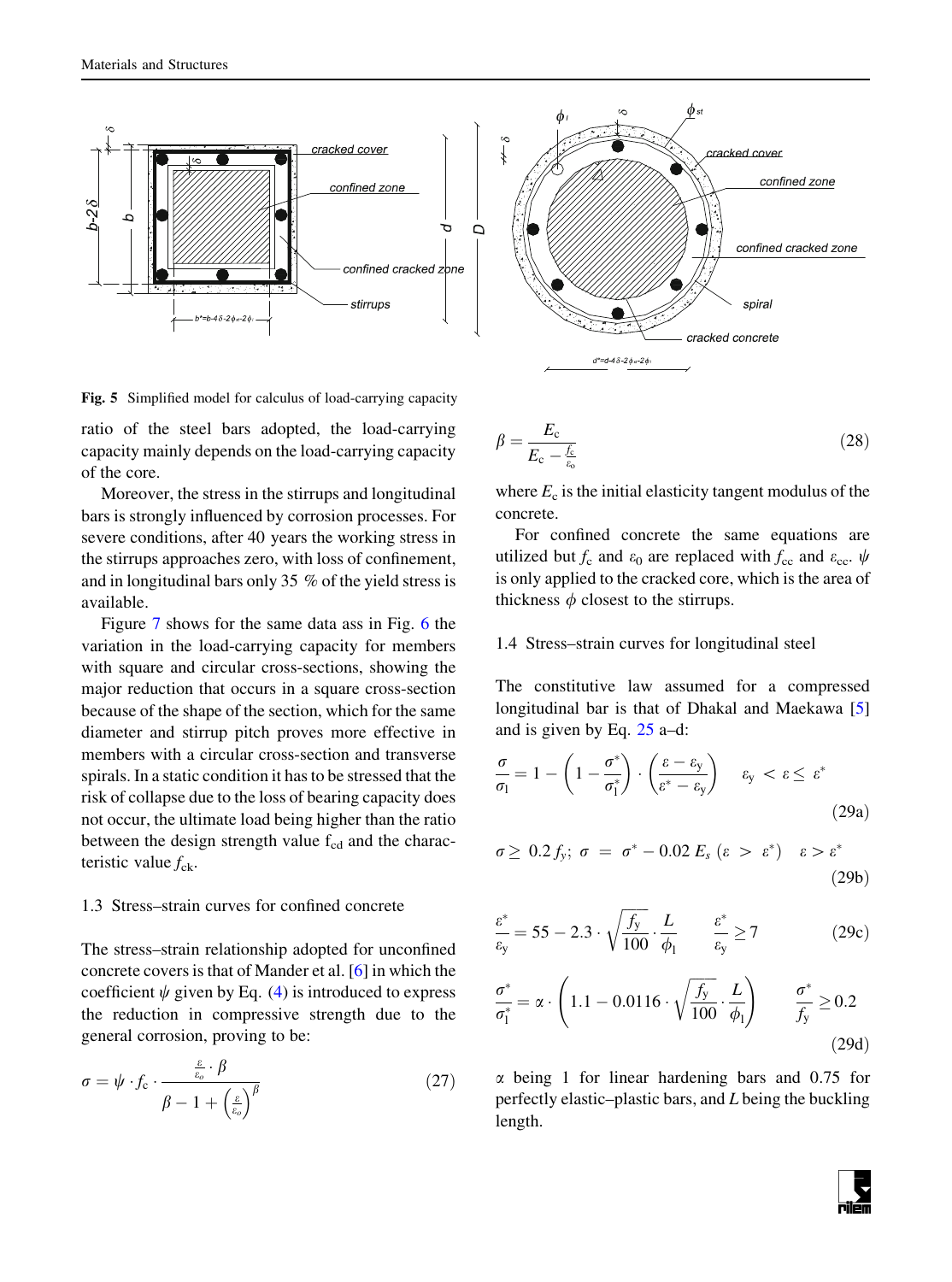Fig. 5 Simplified model for calculus of load-carrying capacity

ratio of the steel bars adopted, the load-carrying capacity mainly depends on the load-carrying capacity of the core.

Moreover, the stress in the stirrups and longitudinal bars is strongly influenced by corrosion processes. For severe conditions, after 40 years the working stress in the stirrups approaches zero, with loss of confinement, and in longitudinal bars only 35 % of the yield stress is available.

Figure 7 shows for the same data ass in Fig. 6 the variation in the load-carrying capacity for members with square and circular cross-sections, showing the major reduction that occurs in a square cross-section because of the shape of the section, which for the same diameter and stirrup pitch proves more effective in members with a circular cross-section and transverse spirals. In a static condition it has to be stressed that the risk of collapse due to the loss of bearing capacity does not occur, the ultimate load being higher than the ratio between the design strength value $f_{cd}$ and the characteristic value $f_{ck}$.

### 1.3 Stress–strain curves for confined concrete

The stress–strain relationship adopted for unconfined concrete covers is that of Mander et al. [6] in which the coefficient $\psi$ given by Eq. (4) is introduced to express the reduction in compressive strength due to the general corrosion, proving to be:

$$\sigma = \psi \cdot f_c \cdot \frac{\frac{\varepsilon}{\varepsilon_o} \cdot \beta}{\beta - 1 + \left(\frac{\varepsilon}{\varepsilon_o}\right)^{\beta}} \tag{27}$$

$$\beta = \frac{E_c}{E_c - \frac{f_c}{\varepsilon_o}} \tag{28}$$

where $E_c$ is the initial elasticity tangent modulus of the concrete.

For confined concrete the same equations are utilized but $f_c$ and $\varepsilon_0$ are replaced with $f_{cc}$ and $\varepsilon_{cc}$. $\psi$ is only applied to the cracked core, which is the area of thickness $\phi$ closest to the stirrups.

### 1.4 Stress–strain curves for longitudinal steel

The constitutive law assumed for a compressed longitudinal bar is that of Dhakal and Maekawa [5] and is given by Eq. 25 a–d:

$$\frac{\sigma}{\sigma_l} = 1 - \left(1 - \frac{\sigma^*}{\sigma_l^*}\right) \cdot \left(\frac{\varepsilon - \varepsilon_y}{\varepsilon^* - \varepsilon_y}\right) \quad \varepsilon_y < \varepsilon \leq \varepsilon^* \tag{29a}$$

$$\sigma \geq 0.2\, f_y;\ \sigma = \sigma^* - 0.02\, E_s\, (\varepsilon > \varepsilon^*) \quad \varepsilon > \varepsilon^* \tag{29b}$$

$$\frac{\varepsilon^*}{\varepsilon_y} = 55 - 2.3 \cdot \sqrt{\frac{f_y}{100}} \cdot \frac{L}{\phi_l} \qquad \frac{\varepsilon^*}{\varepsilon_y} \geq 7 \tag{29c}$$

$$\frac{\sigma^*}{\sigma_l^*} = \alpha \cdot \left(1.1 - 0.0116 \cdot \sqrt{\frac{f_y}{100}} \cdot \frac{L}{\phi_l}\right) \qquad \frac{\sigma^*}{f_y} \geq 0.2 \tag{29d}$$

$\alpha$ being 1 for linear hardening bars and 0.75 for perfectly elastic–plastic bars, and $L$ being the buckling length.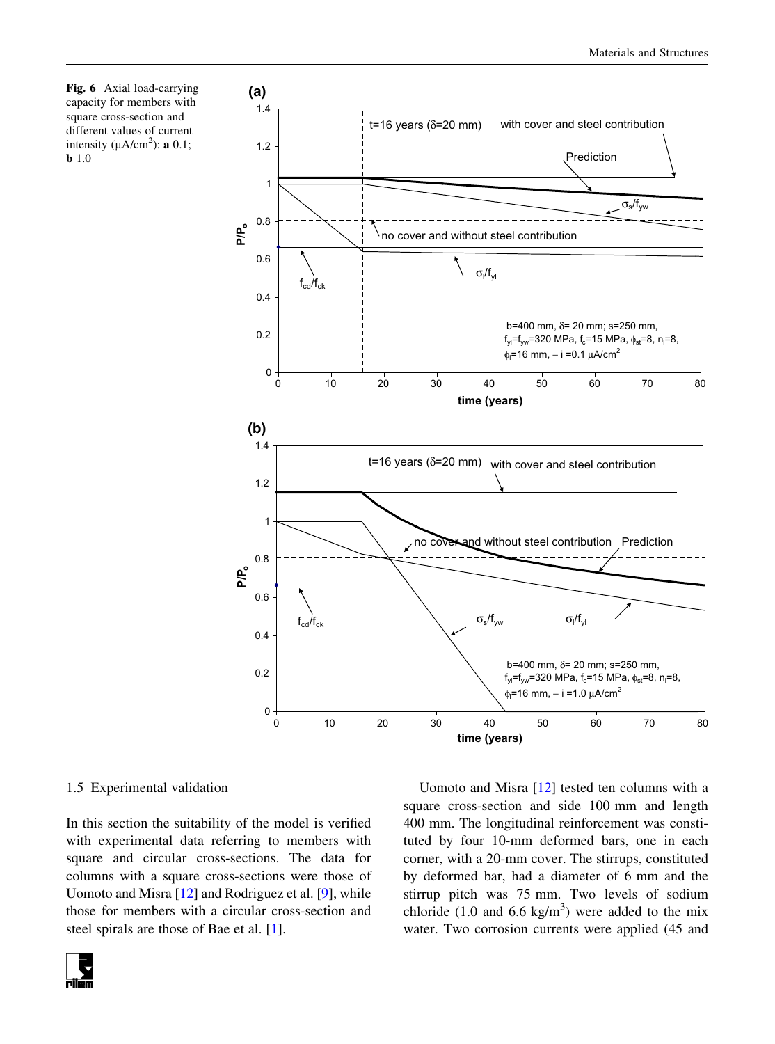**Fig. 6** Axial load-carrying capacity for members with square cross-section and different values of current intensity ($\mu A/cm^2$): **a** 0.1; **b** 1.0

### 1.5 Experimental validation

In this section the suitability of the model is verified with experimental data referring to members with square and circular cross-sections. The data for columns with a square cross-sections were those of Uomoto and Misra [12] and Rodriguez et al. [9], while those for members with a circular cross-section and steel spirals are those of Bae et al. [1].

Uomoto and Misra [12] tested ten columns with a square cross-section and side 100 mm and length 400 mm. The longitudinal reinforcement was constituted by four 10-mm deformed bars, one in each corner, with a 20-mm cover. The stirrups, constituted by deformed bar, had a diameter of 6 mm and the stirrup pitch was 75 mm. Two levels of sodium chloride (1.0 and 6.6 $kg/m^3$) were added to the mix water. Two corrosion currents were applied (45 and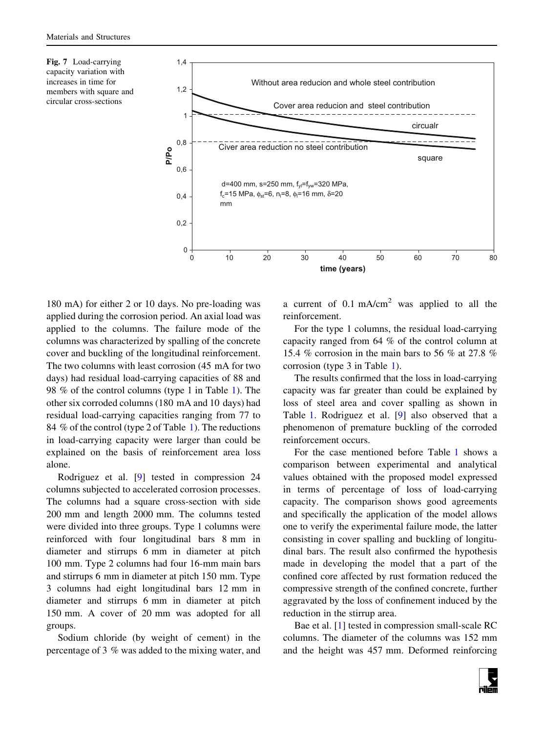**Fig. 7** Load-carrying capacity variation with increases in time for members with square and circular cross-sections

180 mA) for either 2 or 10 days. No pre-loading was applied during the corrosion period. An axial load was applied to the columns. The failure mode of the columns was characterized by spalling of the concrete cover and buckling of the longitudinal reinforcement. The two columns with least corrosion (45 mA for two days) had residual load-carrying capacities of 88 and 98 % of the control columns (type 1 in Table 1). The other six corroded columns (180 mA and 10 days) had residual load-carrying capacities ranging from 77 to 84 % of the control (type 2 of Table 1). The reductions in load-carrying capacity were larger than could be explained on the basis of reinforcement area loss alone.

Rodriguez et al. [9] tested in compression 24 columns subjected to accelerated corrosion processes. The columns had a square cross-section with side 200 mm and length 2000 mm. The columns tested were divided into three groups. Type 1 columns were reinforced with four longitudinal bars 8 mm in diameter and stirrups 6 mm in diameter at pitch 100 mm. Type 2 columns had four 16-mm main bars and stirrups 6 mm in diameter at pitch 150 mm. Type 3 columns had eight longitudinal bars 12 mm in diameter and stirrups 6 mm in diameter at pitch 150 mm. A cover of 20 mm was adopted for all groups.

Sodium chloride (by weight of cement) in the percentage of 3 % was added to the mixing water, and a current of 0.1 mA/cm$^2$ was applied to all the reinforcement.

For the type 1 columns, the residual load-carrying capacity ranged from 64 % of the control column at 15.4 % corrosion in the main bars to 56 % at 27.8 % corrosion (type 3 in Table 1).

The results confirmed that the loss in load-carrying capacity was far greater than could be explained by loss of steel area and cover spalling as shown in Table 1. Rodriguez et al. [9] also observed that a phenomenon of premature buckling of the corroded reinforcement occurs.

For the case mentioned before Table 1 shows a comparison between experimental and analytical values obtained with the proposed model expressed in terms of percentage of loss of load-carrying capacity. The comparison shows good agreements and specifically the application of the model allows one to verify the experimental failure mode, the latter consisting in cover spalling and buckling of longitudinal bars. The result also confirmed the hypothesis made in developing the model that a part of the confined core affected by rust formation reduced the compressive strength of the confined concrete, further aggravated by the loss of confinement induced by the reduction in the stirrup area.

Bae et al. [1] tested in compression small-scale RC columns. The diameter of the columns was 152 mm and the height was 457 mm. Deformed reinforcing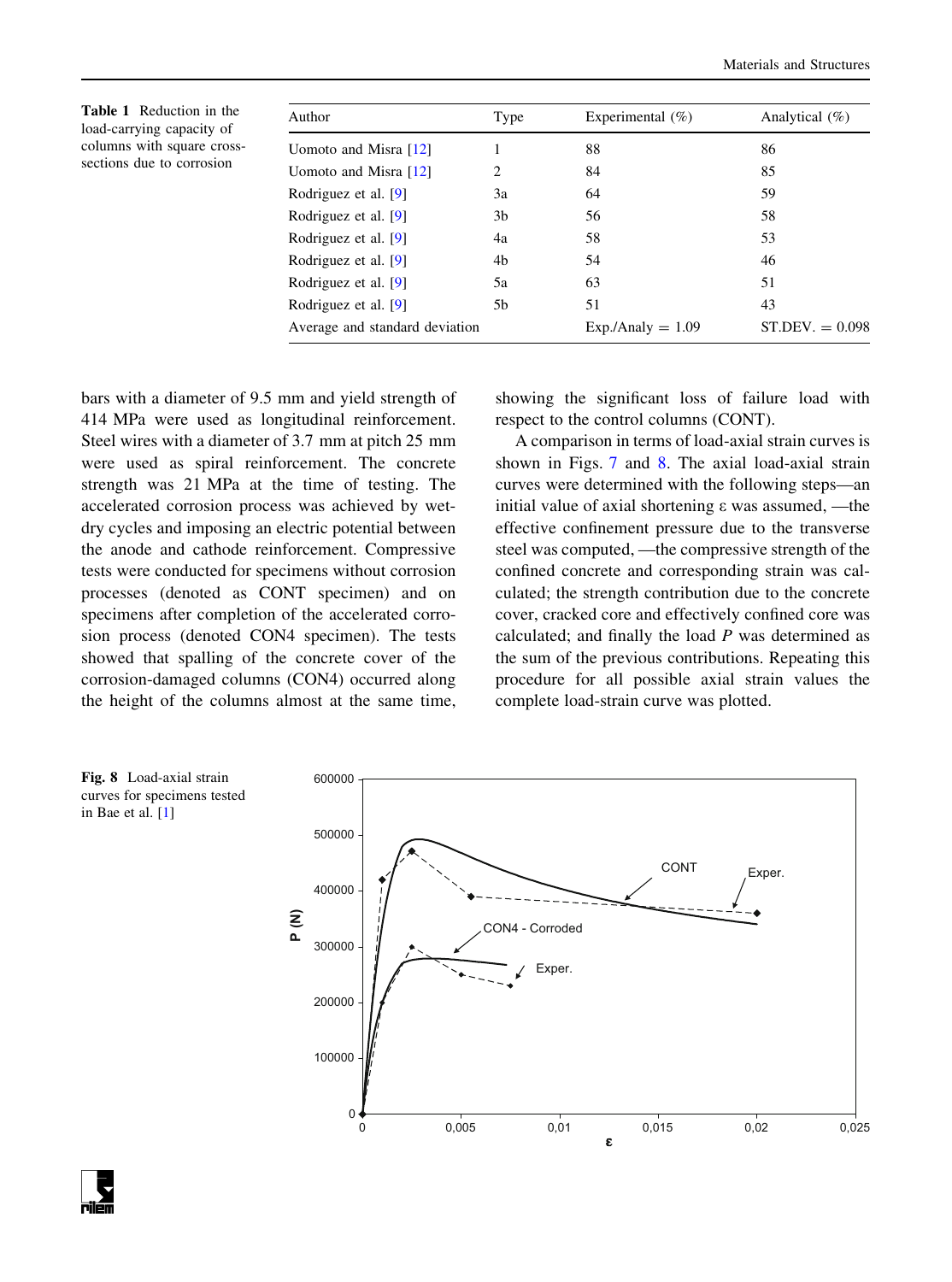**Table 1** Reduction in the load-carrying capacity of columns with square cross-sections due to corrosion

| Author | Type | Experimental (%) | Analytical (%) |
|---|---|---|---|
| Uomoto and Misra [12] | 1 | 88 | 86 |
| Uomoto and Misra [12] | 2 | 84 | 85 |
| Rodriguez et al. [9] | 3a | 64 | 59 |
| Rodriguez et al. [9] | 3b | 56 | 58 |
| Rodriguez et al. [9] | 4a | 58 | 53 |
| Rodriguez et al. [9] | 4b | 54 | 46 |
| Rodriguez et al. [9] | 5a | 63 | 51 |
| Rodriguez et al. [9] | 5b | 51 | 43 |
| Average and standard deviation | | Exp./Analy = 1.09 | ST.DEV. = 0.098 |

bars with a diameter of 9.5 mm and yield strength of 414 MPa were used as longitudinal reinforcement. Steel wires with a diameter of 3.7 mm at pitch 25 mm were used as spiral reinforcement. The concrete strength was 21 MPa at the time of testing. The accelerated corrosion process was achieved by wet-dry cycles and imposing an electric potential between the anode and cathode reinforcement. Compressive tests were conducted for specimens without corrosion processes (denoted as CONT specimen) and on specimens after completion of the accelerated corrosion process (denoted CON4 specimen). The tests showed that spalling of the concrete cover of the corrosion-damaged columns (CON4) occurred along the height of the columns almost at the same time, showing the significant loss of failure load with respect to the control columns (CONT).

A comparison in terms of load-axial strain curves is shown in Figs. 7 and 8. The axial load-axial strain curves were determined with the following steps—an initial value of axial shortening ε was assumed, —the effective confinement pressure due to the transverse steel was computed, —the compressive strength of the confined concrete and corresponding strain was calculated; the strength contribution due to the concrete cover, cracked core and effectively confined core was calculated; and finally the load $P$ was determined as the sum of the previous contributions. Repeating this procedure for all possible axial strain values the complete load-strain curve was plotted.

**Fig. 8** Load-axial strain curves for specimens tested in Bae et al. [1]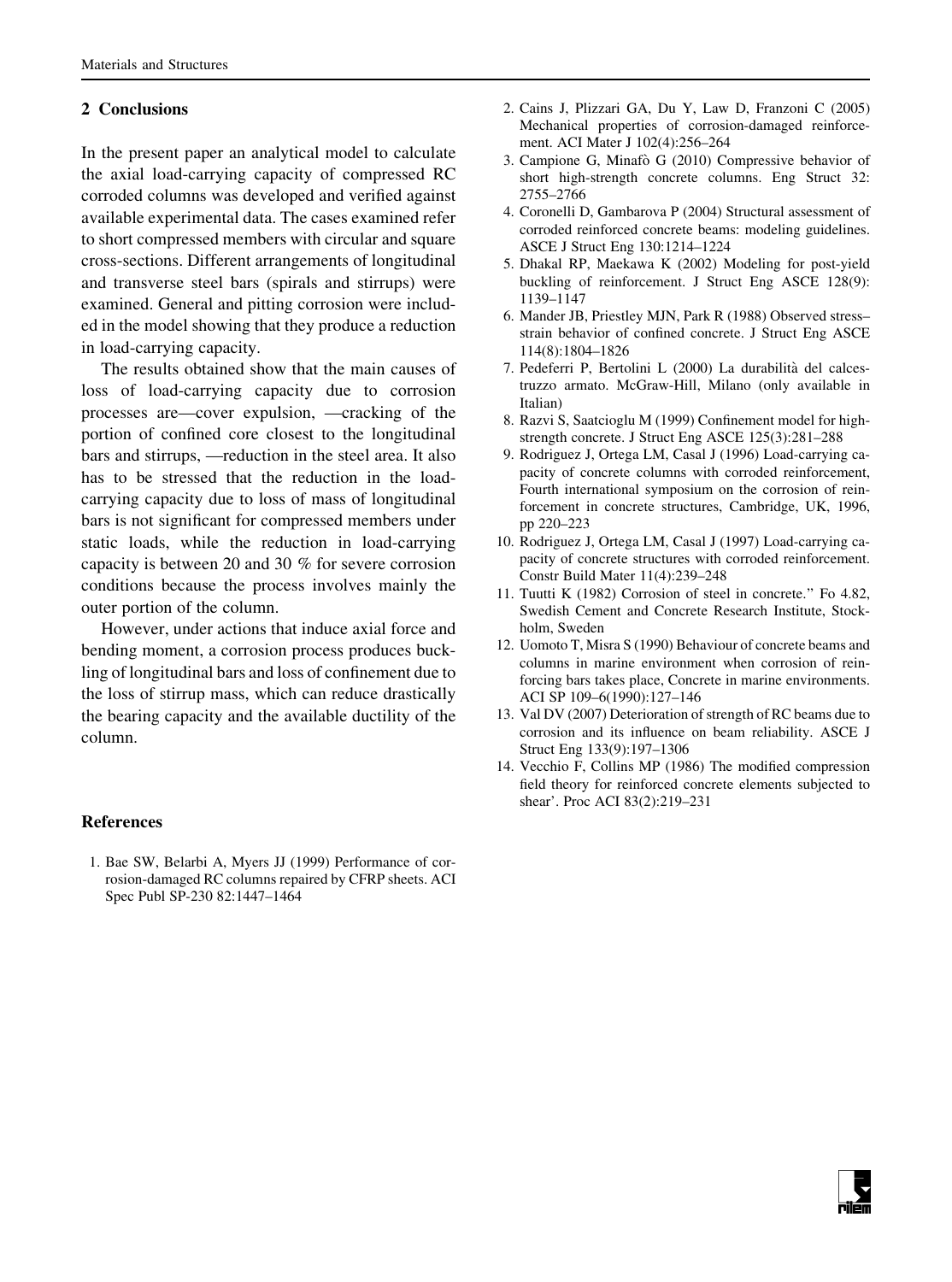## 2 Conclusions

In the present paper an analytical model to calculate the axial load-carrying capacity of compressed RC corroded columns was developed and verified against available experimental data. The cases examined refer to short compressed members with circular and square cross-sections. Different arrangements of longitudinal and transverse steel bars (spirals and stirrups) were examined. General and pitting corrosion were included in the model showing that they produce a reduction in load-carrying capacity.

The results obtained show that the main causes of loss of load-carrying capacity due to corrosion processes are—cover expulsion, —cracking of the portion of confined core closest to the longitudinal bars and stirrups, —reduction in the steel area. It also has to be stressed that the reduction in the load-carrying capacity due to loss of mass of longitudinal bars is not significant for compressed members under static loads, while the reduction in load-carrying capacity is between 20 and 30 % for severe corrosion conditions because the process involves mainly the outer portion of the column.

However, under actions that induce axial force and bending moment, a corrosion process produces buckling of longitudinal bars and loss of confinement due to the loss of stirrup mass, which can reduce drastically the bearing capacity and the available ductility of the column.

## References

1. Bae SW, Belarbi A, Myers JJ (1999) Performance of corrosion-damaged RC columns repaired by CFRP sheets. ACI Spec Publ SP-230 82:1447–1464
2. Cains J, Plizzari GA, Du Y, Law D, Franzoni C (2005) Mechanical properties of corrosion-damaged reinforcement. ACI Mater J 102(4):256–264
3. Campione G, Minafò G (2010) Compressive behavior of short high-strength concrete columns. Eng Struct 32: 2755–2766
4. Coronelli D, Gambarova P (2004) Structural assessment of corroded reinforced concrete beams: modeling guidelines. ASCE J Struct Eng 130:1214–1224
5. Dhakal RP, Maekawa K (2002) Modeling for post-yield buckling of reinforcement. J Struct Eng ASCE 128(9): 1139–1147
6. Mander JB, Priestley MJN, Park R (1988) Observed stress–strain behavior of confined concrete. J Struct Eng ASCE 114(8):1804–1826
7. Pedeferri P, Bertolini L (2000) La durabilità del calcestruzzo armato. McGraw-Hill, Milano (only available in Italian)
8. Razvi S, Saatcioglu M (1999) Confinement model for high-strength concrete. J Struct Eng ASCE 125(3):281–288
9. Rodriguez J, Ortega LM, Casal J (1996) Load-carrying capacity of concrete columns with corroded reinforcement, Fourth international symposium on the corrosion of reinforcement in concrete structures, Cambridge, UK, 1996, pp 220–223
10. Rodriguez J, Ortega LM, Casal J (1997) Load-carrying capacity of concrete structures with corroded reinforcement. Constr Build Mater 11(4):239–248
11. Tuutti K (1982) Corrosion of steel in concrete.'' Fo 4.82, Swedish Cement and Concrete Research Institute, Stockholm, Sweden
12. Uomoto T, Misra S (1990) Behaviour of concrete beams and columns in marine environment when corrosion of reinforcing bars takes place, Concrete in marine environments. ACI SP 109–6(1990):127–146
13. Val DV (2007) Deterioration of strength of RC beams due to corrosion and its influence on beam reliability. ASCE J Struct Eng 133(9):197–1306
14. Vecchio F, Collins MP (1986) The modified compression field theory for reinforced concrete elements subjected to shear'. Proc ACI 83(2):219–231